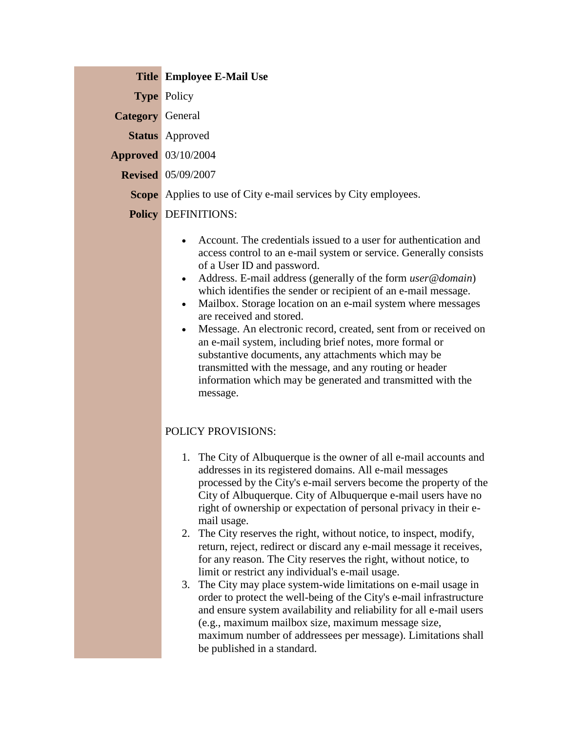| | |
|---|---|
| **Title** | **Employee E-Mail Use** |
| **Type** | Policy |
| **Category** | General |
| **Status** | Approved |
| **Approved** | 03/10/2004 |
| **Revised** | 05/09/2007 |
| **Scope** | Applies to use of City e-mail services by City employees. |

**Policy** DEFINITIONS:

- Account. The credentials issued to a user for authentication and access control to an e-mail system or service. Generally consists of a User ID and password.
- Address. E-mail address (generally of the form *user@domain*) which identifies the sender or recipient of an e-mail message.
- Mailbox. Storage location on an e-mail system where messages are received and stored.
- Message. An electronic record, created, sent from or received on an e-mail system, including brief notes, more formal or substantive documents, any attachments which may be transmitted with the message, and any routing or header information which may be generated and transmitted with the message.

POLICY PROVISIONS:

1. The City of Albuquerque is the owner of all e-mail accounts and addresses in its registered domains. All e-mail messages processed by the City's e-mail servers become the property of the City of Albuquerque. City of Albuquerque e-mail users have no right of ownership or expectation of personal privacy in their e-mail usage.
2. The City reserves the right, without notice, to inspect, modify, return, reject, redirect or discard any e-mail message it receives, for any reason. The City reserves the right, without notice, to limit or restrict any individual's e-mail usage.
3. The City may place system-wide limitations on e-mail usage in order to protect the well-being of the City's e-mail infrastructure and ensure system availability and reliability for all e-mail users (e.g., maximum mailbox size, maximum message size, maximum number of addressees per message). Limitations shall be published in a standard.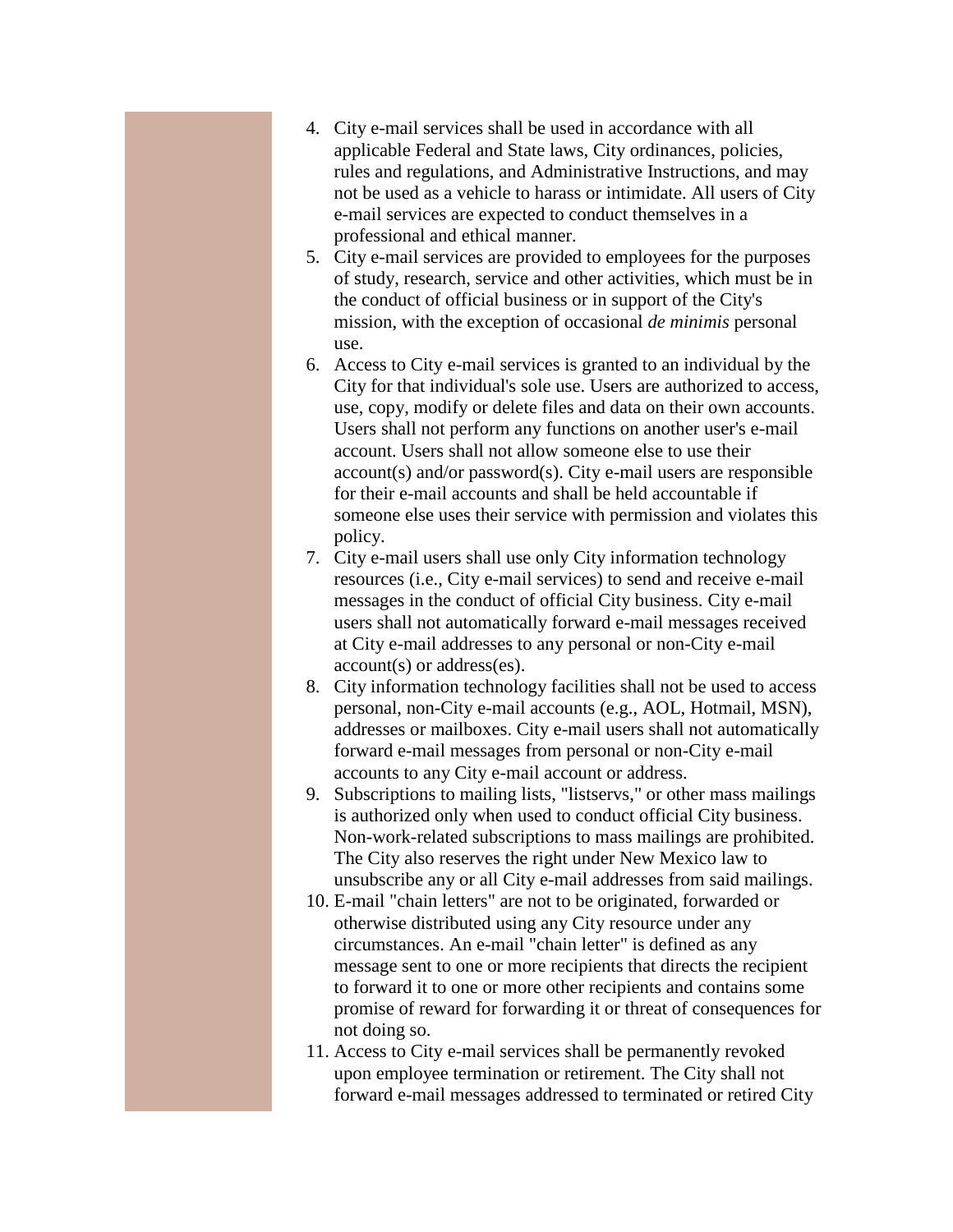4. City e-mail services shall be used in accordance with all applicable Federal and State laws, City ordinances, policies, rules and regulations, and Administrative Instructions, and may not be used as a vehicle to harass or intimidate. All users of City e-mail services are expected to conduct themselves in a professional and ethical manner.
5. City e-mail services are provided to employees for the purposes of study, research, service and other activities, which must be in the conduct of official business or in support of the City's mission, with the exception of occasional *de minimis* personal use.
6. Access to City e-mail services is granted to an individual by the City for that individual's sole use. Users are authorized to access, use, copy, modify or delete files and data on their own accounts. Users shall not perform any functions on another user's e-mail account. Users shall not allow someone else to use their account(s) and/or password(s). City e-mail users are responsible for their e-mail accounts and shall be held accountable if someone else uses their service with permission and violates this policy.
7. City e-mail users shall use only City information technology resources (i.e., City e-mail services) to send and receive e-mail messages in the conduct of official City business. City e-mail users shall not automatically forward e-mail messages received at City e-mail addresses to any personal or non-City e-mail account(s) or address(es).
8. City information technology facilities shall not be used to access personal, non-City e-mail accounts (e.g., AOL, Hotmail, MSN), addresses or mailboxes. City e-mail users shall not automatically forward e-mail messages from personal or non-City e-mail accounts to any City e-mail account or address.
9. Subscriptions to mailing lists, "listservs," or other mass mailings is authorized only when used to conduct official City business. Non-work-related subscriptions to mass mailings are prohibited. The City also reserves the right under New Mexico law to unsubscribe any or all City e-mail addresses from said mailings.
10. E-mail "chain letters" are not to be originated, forwarded or otherwise distributed using any City resource under any circumstances. An e-mail "chain letter" is defined as any message sent to one or more recipients that directs the recipient to forward it to one or more other recipients and contains some promise of reward for forwarding it or threat of consequences for not doing so.
11. Access to City e-mail services shall be permanently revoked upon employee termination or retirement. The City shall not forward e-mail messages addressed to terminated or retired City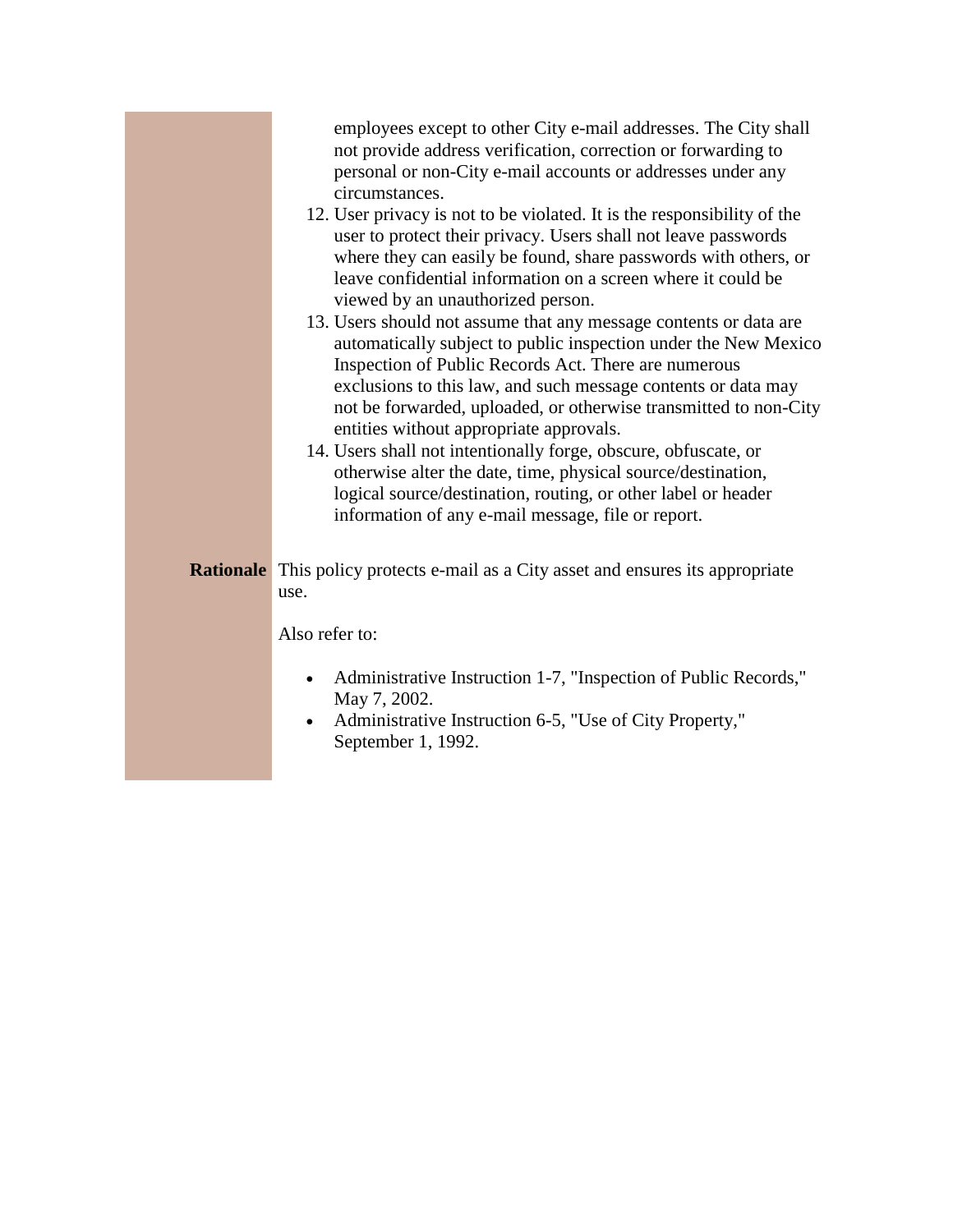employees except to other City e-mail addresses. The City shall not provide address verification, correction or forwarding to personal or non-City e-mail accounts or addresses under any circumstances.

12. User privacy is not to be violated. It is the responsibility of the user to protect their privacy. Users shall not leave passwords where they can easily be found, share passwords with others, or leave confidential information on a screen where it could be viewed by an unauthorized person.
13. Users should not assume that any message contents or data are automatically subject to public inspection under the New Mexico Inspection of Public Records Act. There are numerous exclusions to this law, and such message contents or data may not be forwarded, uploaded, or otherwise transmitted to non-City entities without appropriate approvals.
14. Users shall not intentionally forge, obscure, obfuscate, or otherwise alter the date, time, physical source/destination, logical source/destination, routing, or other label or header information of any e-mail message, file or report.

**Rationale** This policy protects e-mail as a City asset and ensures its appropriate use.

Also refer to:

- Administrative Instruction 1-7, "Inspection of Public Records," May 7, 2002.
- Administrative Instruction 6-5, "Use of City Property," September 1, 1992.